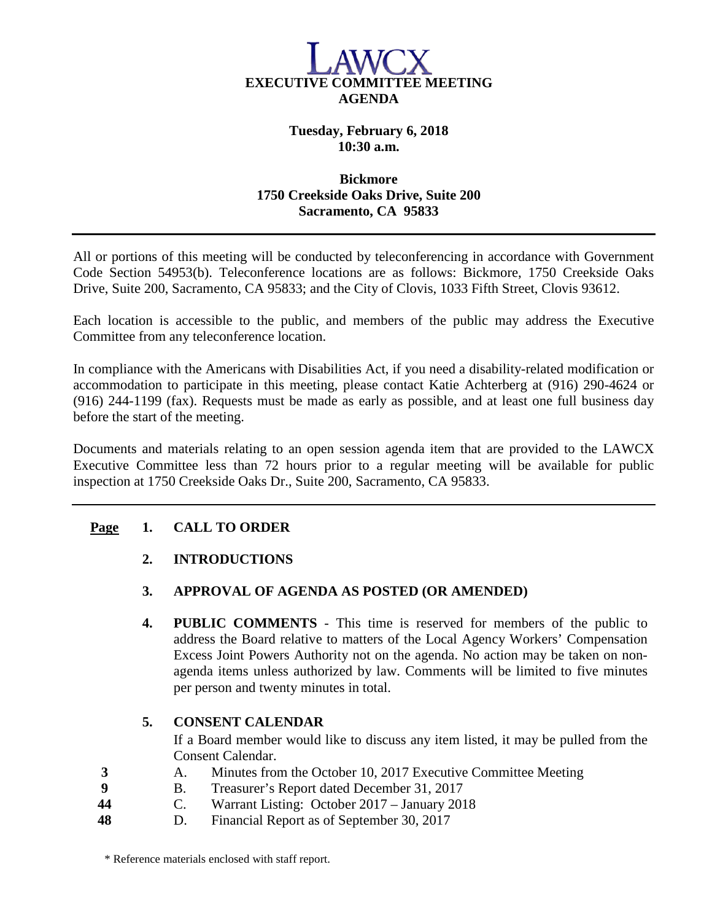# LAWCX

## EXECUTIVE COMMITTEE MEETING AGENDA

**Tuesday, February 6, 2018**
**10:30 a.m.**

**Bickmore**
**1750 Creekside Oaks Drive, Suite 200**
**Sacramento, CA 95833**

---

All or portions of this meeting will be conducted by teleconferencing in accordance with Government Code Section 54953(b). Teleconference locations are as follows: Bickmore, 1750 Creekside Oaks Drive, Suite 200, Sacramento, CA 95833; and the City of Clovis, 1033 Fifth Street, Clovis 93612.

Each location is accessible to the public, and members of the public may address the Executive Committee from any teleconference location.

In compliance with the Americans with Disabilities Act, if you need a disability-related modification or accommodation to participate in this meeting, please contact Katie Achterberg at (916) 290-4624 or (916) 244-1199 (fax). Requests must be made as early as possible, and at least one full business day before the start of the meeting.

Documents and materials relating to an open session agenda item that are provided to the LAWCX Executive Committee less than 72 hours prior to a regular meeting will be available for public inspection at 1750 Creekside Oaks Dr., Suite 200, Sacramento, CA 95833.

---

**Page**

**1. CALL TO ORDER**

**2. INTRODUCTIONS**

**3. APPROVAL OF AGENDA AS POSTED (OR AMENDED)**

**4. PUBLIC COMMENTS** - This time is reserved for members of the public to address the Board relative to matters of the Local Agency Workers' Compensation Excess Joint Powers Authority not on the agenda. No action may be taken on non-agenda items unless authorized by law. Comments will be limited to five minutes per person and twenty minutes in total.

**5. CONSENT CALENDAR**

If a Board member would like to discuss any item listed, it may be pulled from the Consent Calendar.

| Page | | |
|---|---|---|
| **3** | A. | Minutes from the October 10, 2017 Executive Committee Meeting |
| **9** | B. | Treasurer's Report dated December 31, 2017 |
| **44** | C. | Warrant Listing: October 2017 – January 2018 |
| **48** | D. | Financial Report as of September 30, 2017 |

\* Reference materials enclosed with staff report.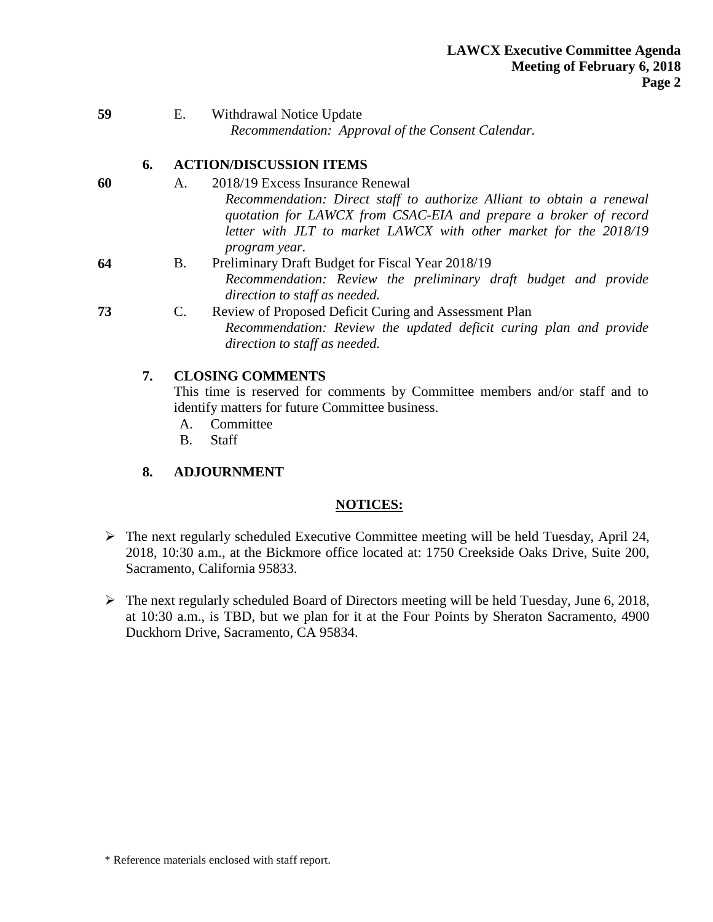**59** E. Withdrawal Notice Update
*Recommendation: Approval of the Consent Calendar.*

**6. ACTION/DISCUSSION ITEMS**

**60** A. 2018/19 Excess Insurance Renewal
*Recommendation: Direct staff to authorize Alliant to obtain a renewal quotation for LAWCX from CSAC-EIA and prepare a broker of record letter with JLT to market LAWCX with other market for the 2018/19 program year.*

**64** B. Preliminary Draft Budget for Fiscal Year 2018/19
*Recommendation: Review the preliminary draft budget and provide direction to staff as needed.*

**73** C. Review of Proposed Deficit Curing and Assessment Plan
*Recommendation: Review the updated deficit curing plan and provide direction to staff as needed.*

**7. CLOSING COMMENTS**

This time is reserved for comments by Committee members and/or staff and to identify matters for future Committee business.

A. Committee
B. Staff

**8. ADJOURNMENT**

## NOTICES:

- The next regularly scheduled Executive Committee meeting will be held Tuesday, April 24, 2018, 10:30 a.m., at the Bickmore office located at: 1750 Creekside Oaks Drive, Suite 200, Sacramento, California 95833.
- The next regularly scheduled Board of Directors meeting will be held Tuesday, June 6, 2018, at 10:30 a.m., is TBD, but we plan for it at the Four Points by Sheraton Sacramento, 4900 Duckhorn Drive, Sacramento, CA 95834.

\* Reference materials enclosed with staff report.